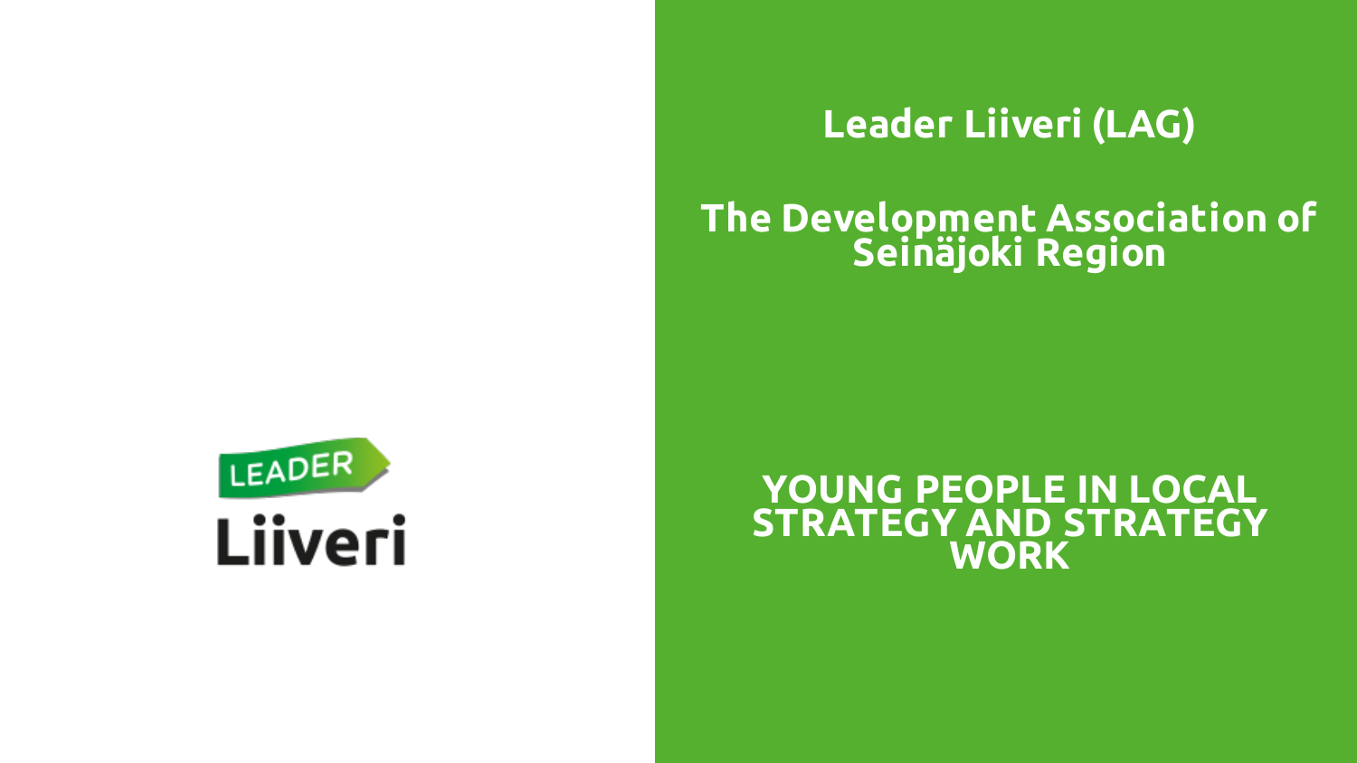LEADER

Liiveri

# Leader Liiveri (LAG)

## The Development Association of Seinäjoki Region

# YOUNG PEOPLE IN LOCAL STRATEGY AND STRATEGY WORK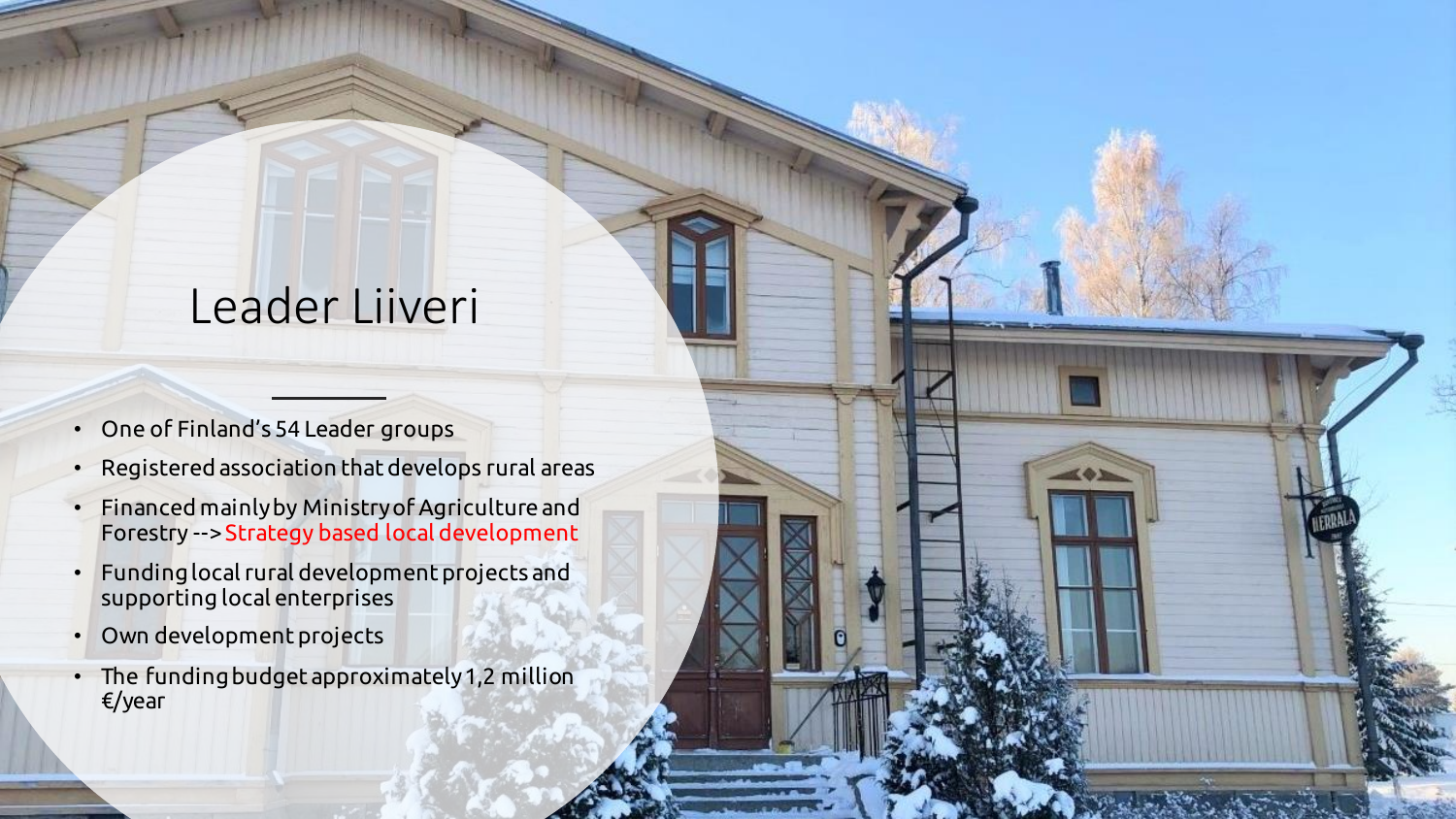# Leader Liiveri

- One of Finland's 54 Leader groups
- Registered association that develops rural areas
- Financed mainly by Ministry of Agriculture and Forestry --> Strategy based local development
- Funding local rural development projects and supporting local enterprises
- Own development projects
- The funding budget approximately 1,2 million €/year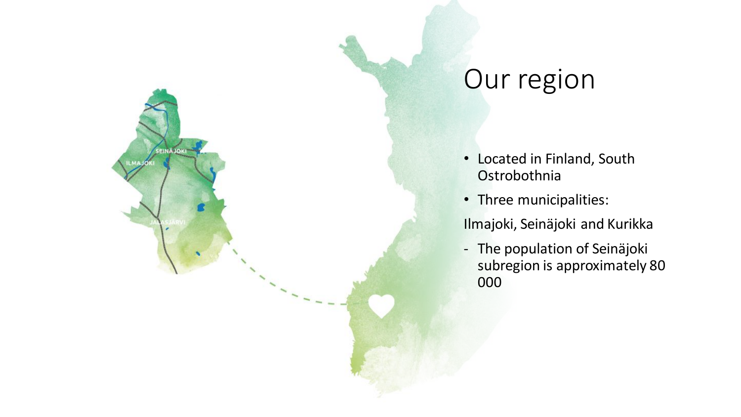# Our region

- Located in Finland, South Ostrobothnia
- Three municipalities:

Ilmajoki, Seinäjoki and Kurikka

- The population of Seinäjoki subregion is approximately 80 000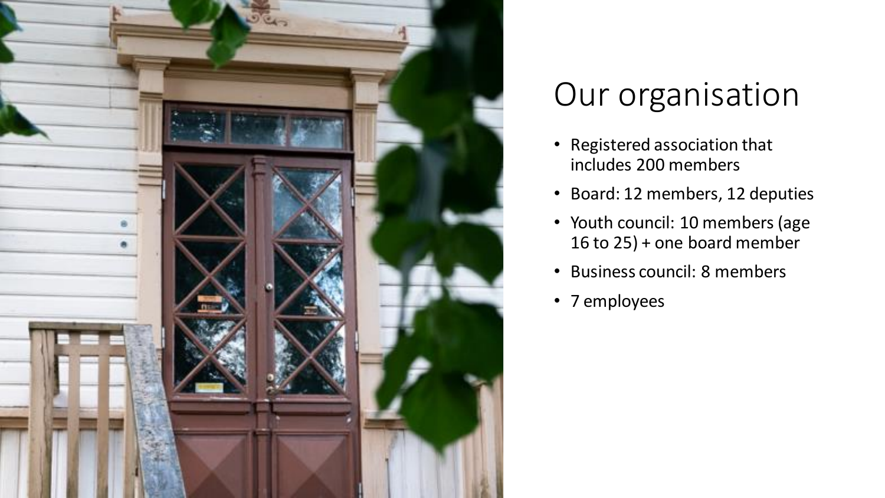# Our organisation

- Registered association that includes 200 members
- Board: 12 members, 12 deputies
- Youth council: 10 members (age 16 to 25) + one board member
- Business council: 8 members
- 7 employees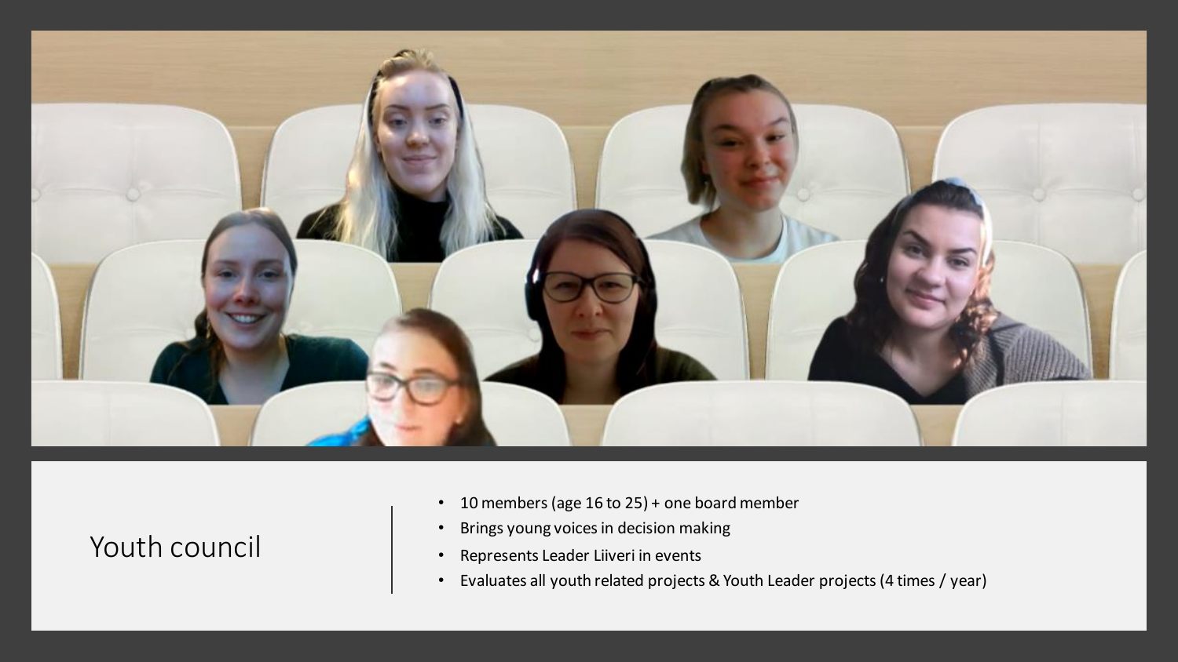# Youth council

- 10 members (age 16 to 25) + one board member
- Brings young voices in decision making
- Represents Leader Liiveri in events
- Evaluates all youth related projects & Youth Leader projects (4 times / year)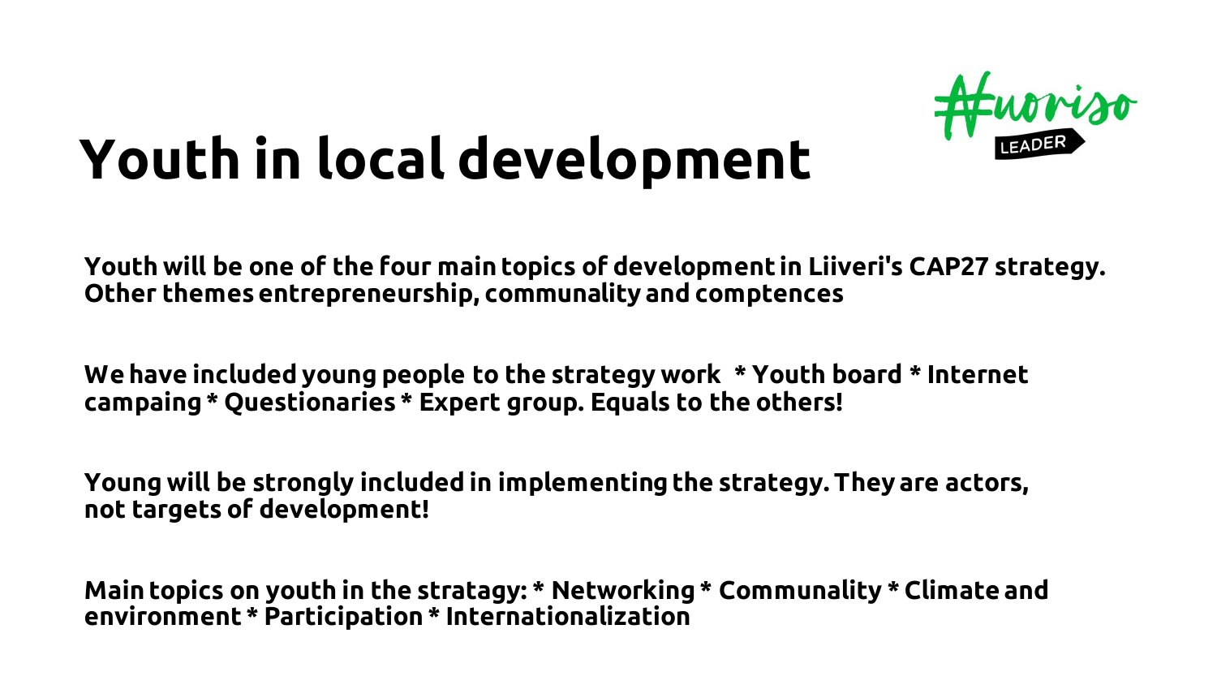# Youth in local development

**Youth will be one of the four main topics of development in Liiveri's CAP27 strategy. Other themes entrepreneurship, communality and comptences**

**We have included young people to the strategy work * Youth board * Internet campaing * Questionaries * Expert group. Equals to the others!**

**Young will be strongly included in implementing the strategy. They are actors, not targets of development!**

**Main topics on youth in the stratagy: * Networking * Communality * Climate and environment * Participation * Internationalization**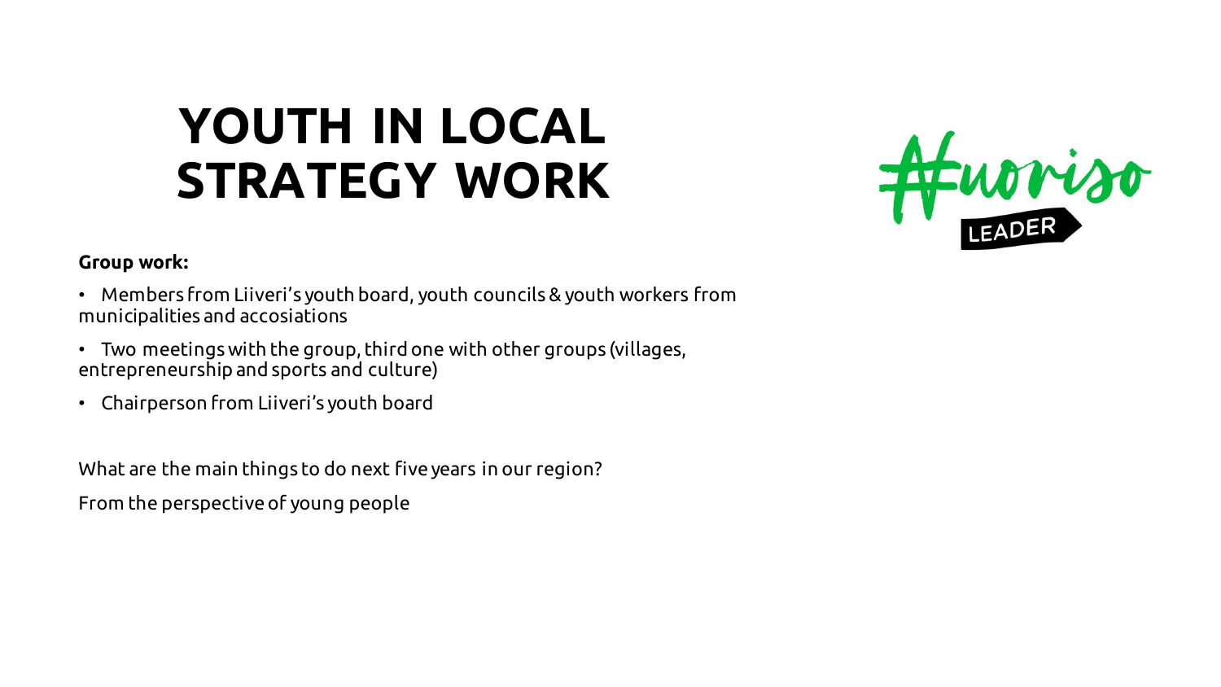# YOUTH IN LOCAL STRATEGY WORK

**Group work:**

- Members from Liiveri's youth board, youth councils & youth workers from municipalities and accosiations
- Two meetings with the group, third one with other groups (villages, entrepreneurship and sports and culture)
- Chairperson from Liiveri's youth board

What are the main things to do next five years in our region?

From the perspective of young people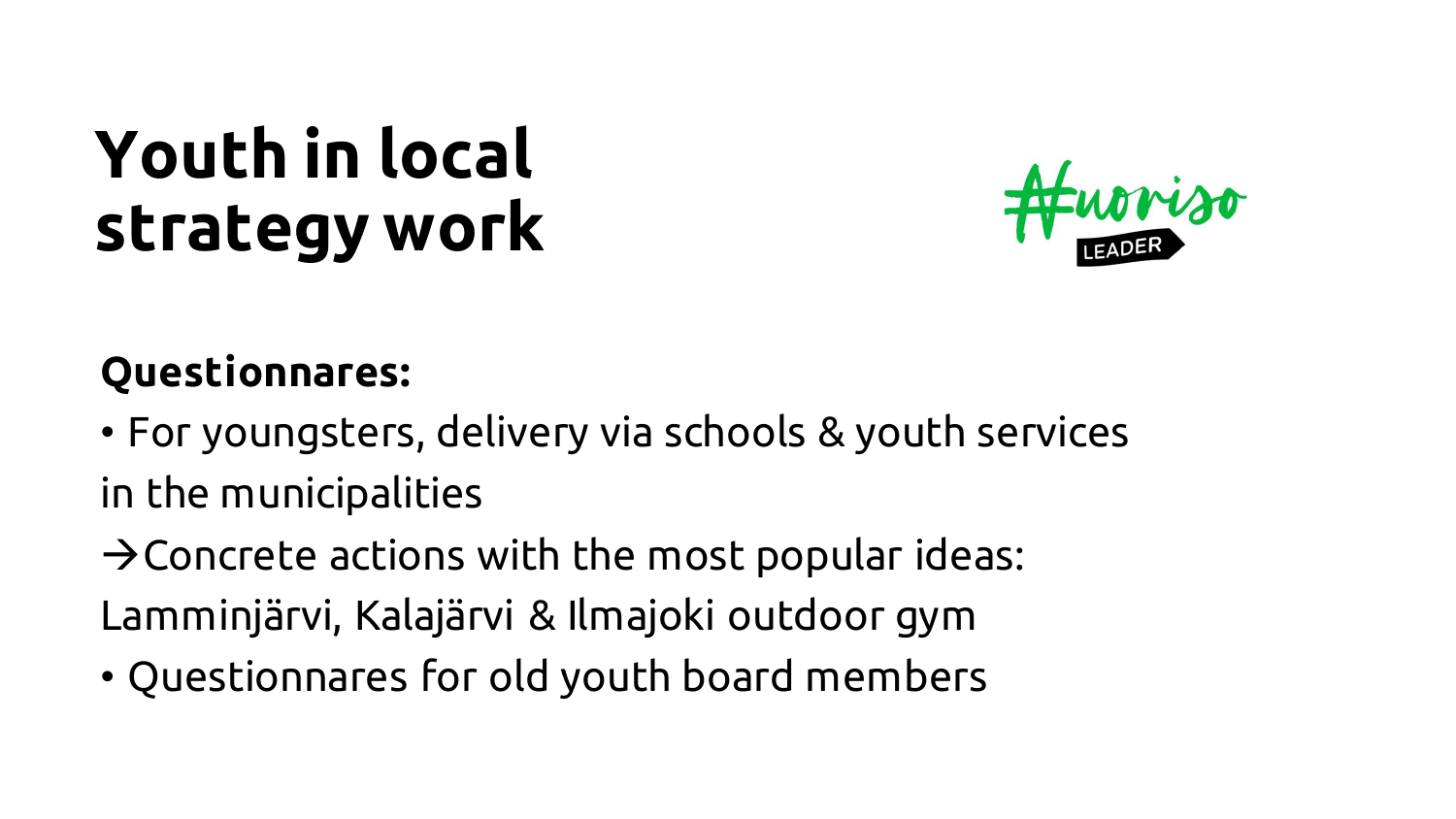# Youth in local strategy work

#nuoriso LEADER

**Questionnares:**

• For youngsters, delivery via schools & youth services in the municipalities

→Concrete actions with the most popular ideas: Lamminjärvi, Kalajärvi & Ilmajoki outdoor gym

• Questionnares for old youth board members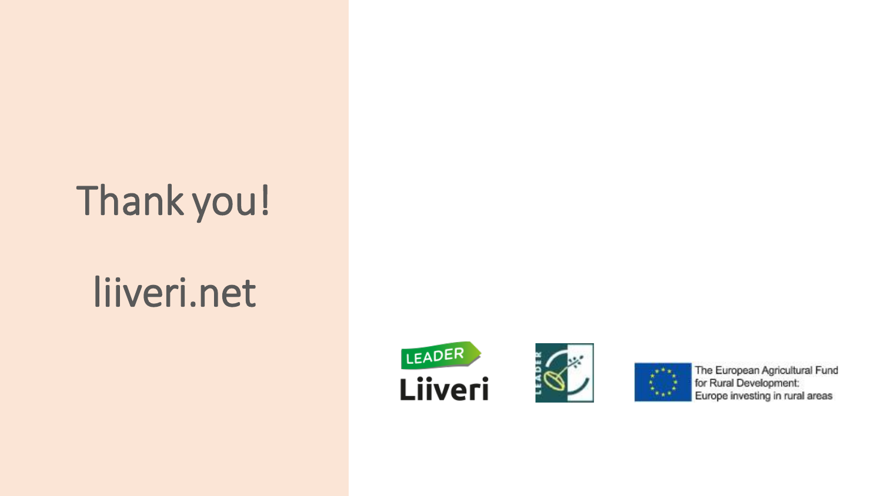# Thank you!

liiveri.net

LEADER Liiveri

The European Agricultural Fund for Rural Development: Europe investing in rural areas